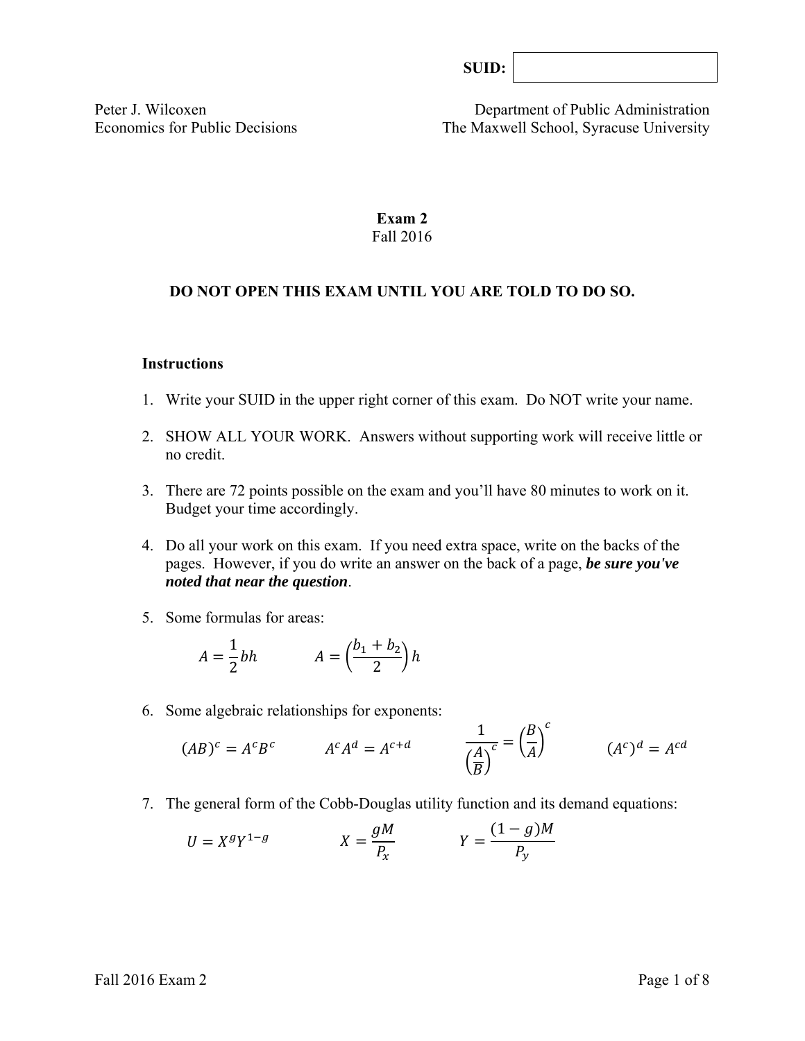**SUID:** 

Peter J. Wilcoxen
Economics for Public Decisions

Department of Public Administration
The Maxwell School, Syracuse University

# Exam 2
Fall 2016

**DO NOT OPEN THIS EXAM UNTIL YOU ARE TOLD TO DO SO.**

**Instructions**

1. Write your SUID in the upper right corner of this exam. Do NOT write your name.
2. SHOW ALL YOUR WORK. Answers without supporting work will receive little or no credit.
3. There are 72 points possible on the exam and you'll have 80 minutes to work on it. Budget your time accordingly.
4. Do all your work on this exam. If you need extra space, write on the backs of the pages. However, if you do write an answer on the back of a page, ***be sure you've noted that near the question***.
5. Some formulas for areas:

$$A = \frac{1}{2}bh \qquad A = \left(\frac{b_1 + b_2}{2}\right)h$$

6. Some algebraic relationships for exponents:

$$(AB)^c = A^c B^c \qquad A^c A^d = A^{c+d} \qquad \frac{1}{\left(\frac{A}{B}\right)^c} = \left(\frac{B}{A}\right)^c \qquad (A^c)^d = A^{cd}$$

7. The general form of the Cobb-Douglas utility function and its demand equations:

$$U = X^g Y^{1-g} \qquad X = \frac{gM}{P_x} \qquad Y = \frac{(1-g)M}{P_y}$$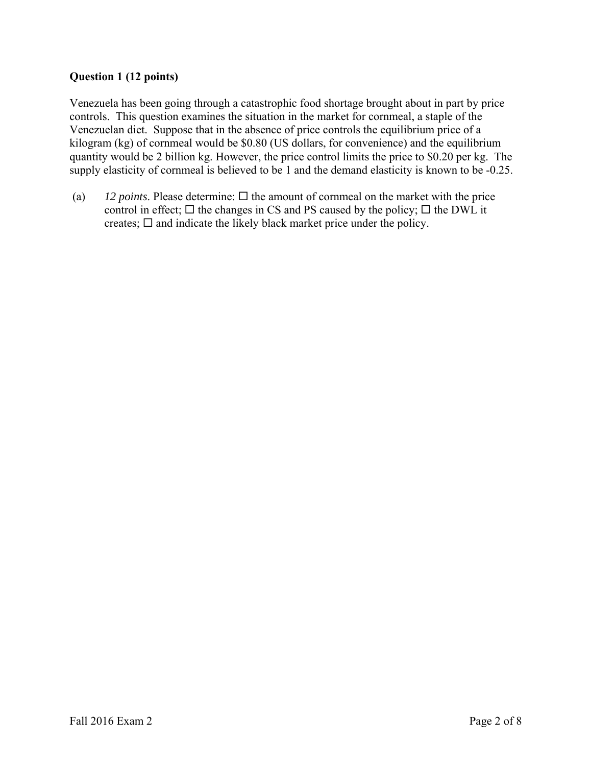**Question 1 (12 points)**

Venezuela has been going through a catastrophic food shortage brought about in part by price controls. This question examines the situation in the market for cornmeal, a staple of the Venezuelan diet. Suppose that in the absence of price controls the equilibrium price of a kilogram (kg) of cornmeal would be \$0.80 (US dollars, for convenience) and the equilibrium quantity would be 2 billion kg. However, the price control limits the price to \$0.20 per kg. The supply elasticity of cornmeal is believed to be 1 and the demand elasticity is known to be -0.25.

(a) *12 points*. Please determine: ☐ the amount of cornmeal on the market with the price control in effect; ☐ the changes in CS and PS caused by the policy; ☐ the DWL it creates; ☐ and indicate the likely black market price under the policy.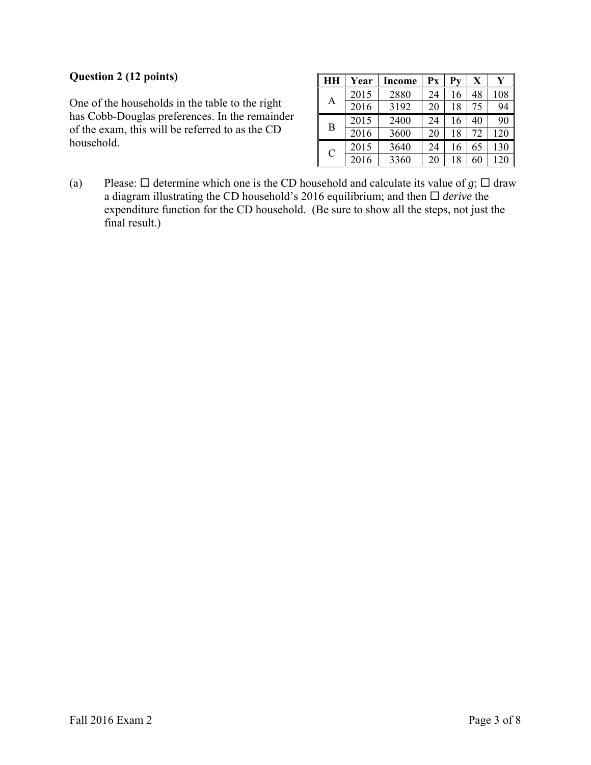**Question 2 (12 points)**

One of the households in the table to the right has Cobb-Douglas preferences. In the remainder of the exam, this will be referred to as the CD household.

| HH | Year | Income | Px | Py | X | Y |
|---|---|---|---|---|---|---|
| A | 2015 | 2880 | 24 | 16 | 48 | 108 |
| | 2016 | 3192 | 20 | 18 | 75 | 94 |
| B | 2015 | 2400 | 24 | 16 | 40 | 90 |
| | 2016 | 3600 | 20 | 18 | 72 | 120 |
| C | 2015 | 3640 | 24 | 16 | 65 | 130 |
| | 2016 | 3360 | 20 | 18 | 60 | 120 |

(a) Please: ☐ determine which one is the CD household and calculate its value of $g$; ☐ draw a diagram illustrating the CD household's 2016 equilibrium; and then ☐ *derive* the expenditure function for the CD household. (Be sure to show all the steps, not just the final result.)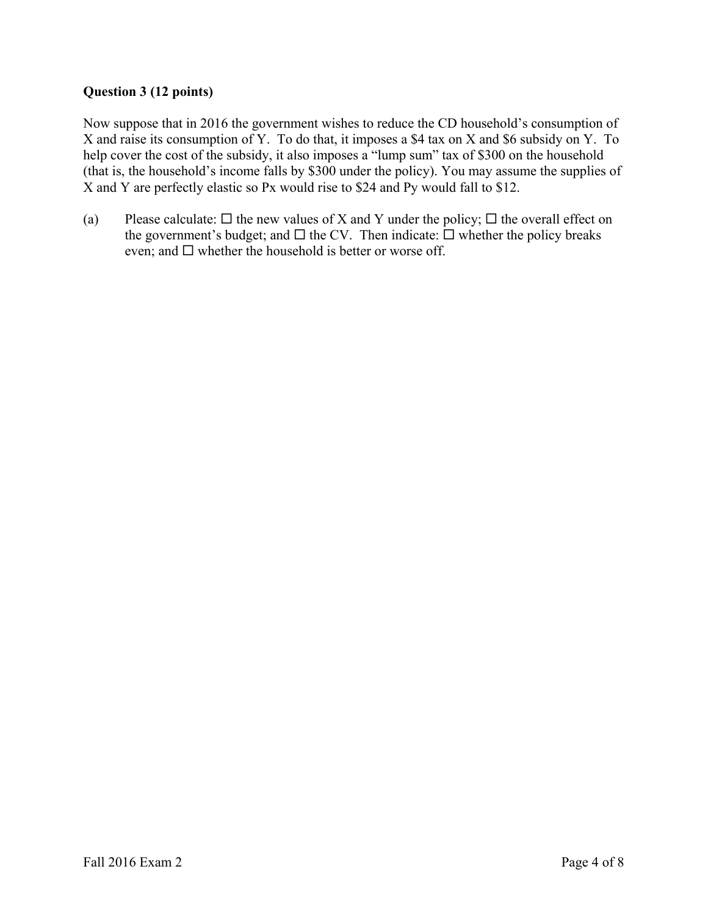**Question 3 (12 points)**

Now suppose that in 2016 the government wishes to reduce the CD household's consumption of X and raise its consumption of Y. To do that, it imposes a \$4 tax on X and \$6 subsidy on Y. To help cover the cost of the subsidy, it also imposes a "lump sum" tax of \$300 on the household (that is, the household's income falls by \$300 under the policy). You may assume the supplies of X and Y are perfectly elastic so Px would rise to \$24 and Py would fall to \$12.

(a) Please calculate: ☐ the new values of X and Y under the policy; ☐ the overall effect on the government's budget; and ☐ the CV. Then indicate: ☐ whether the policy breaks even; and ☐ whether the household is better or worse off.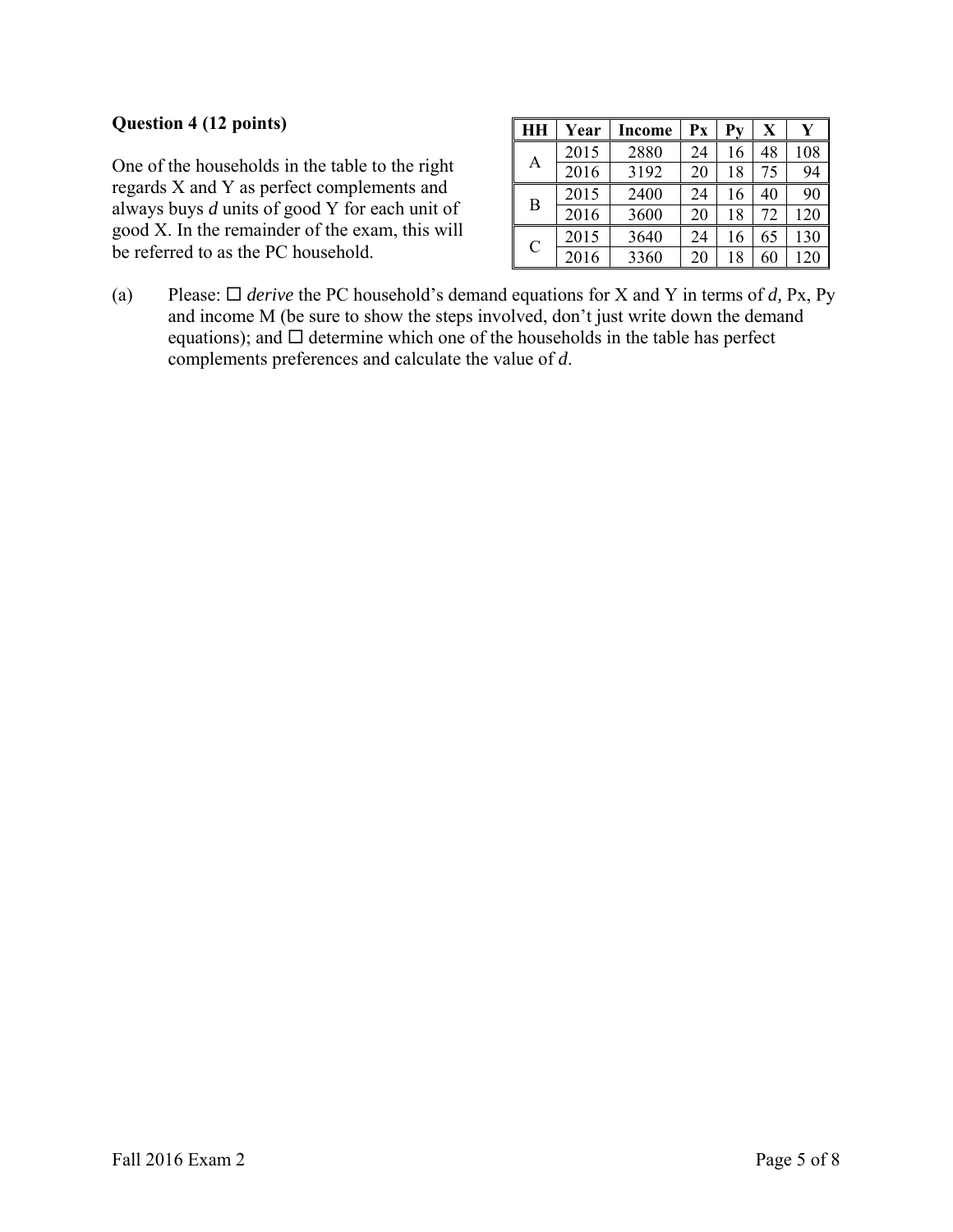**Question 4 (12 points)**

One of the households in the table to the right regards X and Y as perfect complements and always buys *d* units of good Y for each unit of good X. In the remainder of the exam, this will be referred to as the PC household.

| HH | Year | Income | Px | Py | X | Y |
|---|---|---|---|---|---|---|
| A | 2015 | 2880 | 24 | 16 | 48 | 108 |
| | 2016 | 3192 | 20 | 18 | 75 | 94 |
| B | 2015 | 2400 | 24 | 16 | 40 | 90 |
| | 2016 | 3600 | 20 | 18 | 72 | 120 |
| C | 2015 | 3640 | 24 | 16 | 65 | 130 |
| | 2016 | 3360 | 20 | 18 | 60 | 120 |

(a) Please: ☐ *derive* the PC household's demand equations for X and Y in terms of *d*, Px, Py and income M (be sure to show the steps involved, don't just write down the demand equations); and ☐ determine which one of the households in the table has perfect complements preferences and calculate the value of *d*.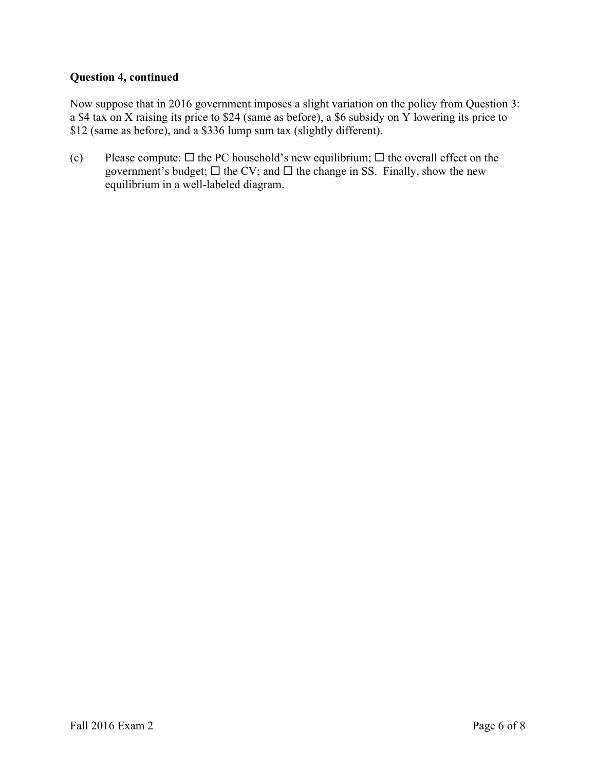**Question 4, continued**

Now suppose that in 2016 government imposes a slight variation on the policy from Question 3: a \$4 tax on X raising its price to \$24 (same as before), a \$6 subsidy on Y lowering its price to \$12 (same as before), and a \$336 lump sum tax (slightly different).

(c) Please compute: ☐ the PC household's new equilibrium; ☐ the overall effect on the government's budget; ☐ the CV; and ☐ the change in SS. Finally, show the new equilibrium in a well-labeled diagram.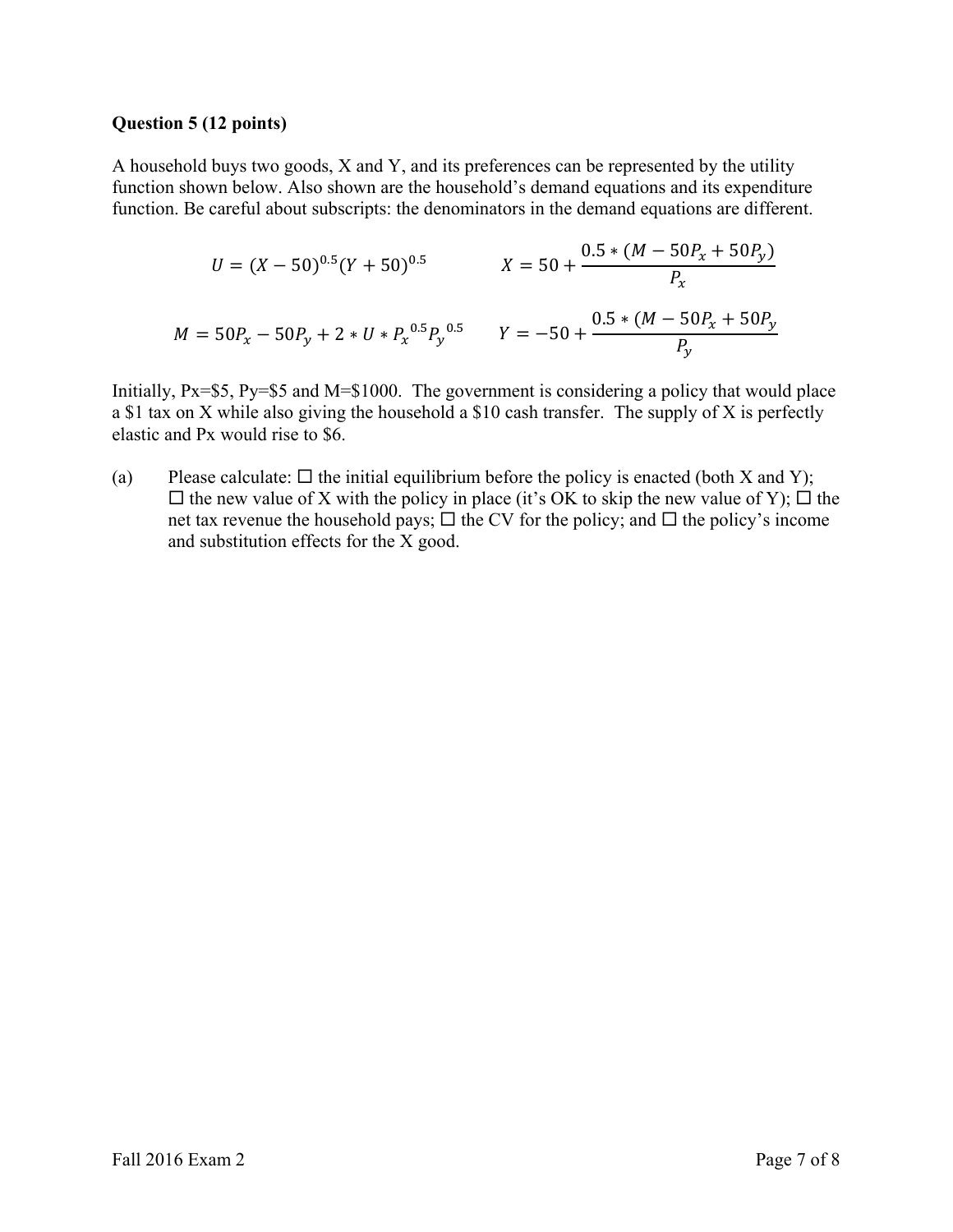**Question 5 (12 points)**

A household buys two goods, X and Y, and its preferences can be represented by the utility function shown below. Also shown are the household's demand equations and its expenditure function. Be careful about subscripts: the denominators in the demand equations are different.

$$U = (X - 50)^{0.5}(Y + 50)^{0.5} \qquad X = 50 + \frac{0.5 * (M - 50P_x + 50P_y)}{P_x}$$

$$M = 50P_x - 50P_y + 2 * U * P_x^{\ 0.5} P_y^{\ 0.5} \qquad Y = -50 + \frac{0.5 * (M - 50P_x + 50P_y}{P_y}$$

Initially, Px=\$5, Py=\$5 and M=\$1000. The government is considering a policy that would place a \$1 tax on X while also giving the household a \$10 cash transfer. The supply of X is perfectly elastic and Px would rise to \$6.

(a) Please calculate: ☐ the initial equilibrium before the policy is enacted (both X and Y); ☐ the new value of X with the policy in place (it's OK to skip the new value of Y); ☐ the net tax revenue the household pays; ☐ the CV for the policy; and ☐ the policy's income and substitution effects for the X good.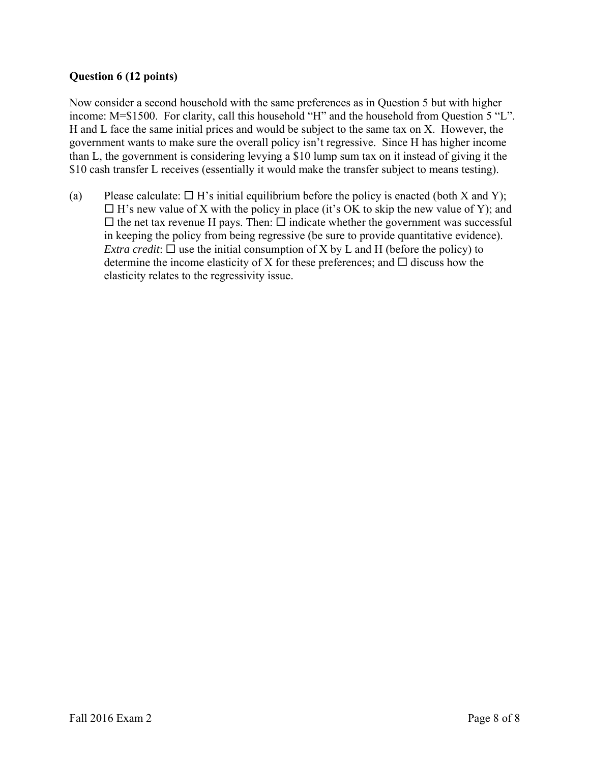**Question 6 (12 points)**

Now consider a second household with the same preferences as in Question 5 but with higher income: M=$1500. For clarity, call this household "H" and the household from Question 5 "L". H and L face the same initial prices and would be subject to the same tax on X. However, the government wants to make sure the overall policy isn't regressive. Since H has higher income than L, the government is considering levying a $10 lump sum tax on it instead of giving it the $10 cash transfer L receives (essentially it would make the transfer subject to means testing).

(a) Please calculate: ☐ H's initial equilibrium before the policy is enacted (both X and Y); ☐ H's new value of X with the policy in place (it's OK to skip the new value of Y); and ☐ the net tax revenue H pays. Then: ☐ indicate whether the government was successful in keeping the policy from being regressive (be sure to provide quantitative evidence). *Extra credit*: ☐ use the initial consumption of X by L and H (before the policy) to determine the income elasticity of X for these preferences; and ☐ discuss how the elasticity relates to the regressivity issue.